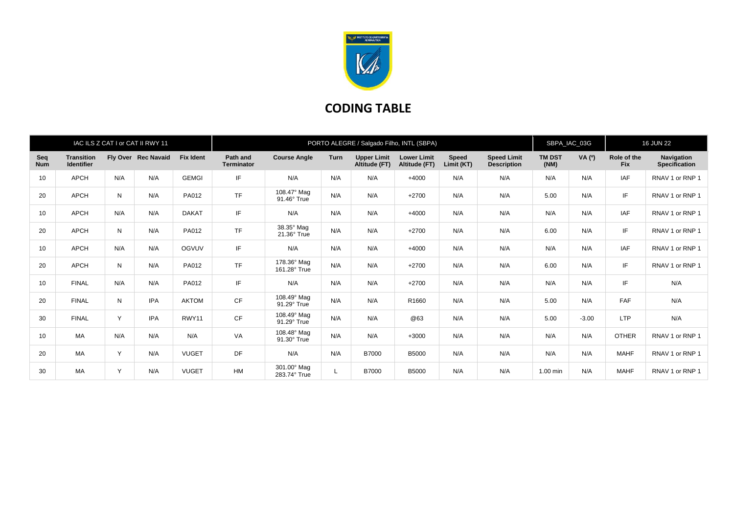# CODING TABLE

| IAC ILS Z CAT I or CAT II RWY 11 | | | | | PORTO ALEGRE / Salgado Filho, INTL (SBPA) | | | | | | | SBPA_IAC_03G | | 16 JUN 22 | |
|---|---|---|---|---|---|---|---|---|---|---|---|---|---|---|---|
| **Seq Num** | **Transition Identifier** | **Fly Over** | **Rec Navaid** | **Fix Ident** | **Path and Terminator** | **Course Angle** | **Turn** | **Upper Limit Altitude (FT)** | **Lower Limit Altitude (FT)** | **Speed Limit (KT)** | **Speed Limit Description** | **TM DST (NM)** | **VA (º)** | **Role of the Fix** | **Navigation Specification** |
| 10 | APCH | N/A | N/A | GEMGI | IF | N/A | N/A | N/A | +4000 | N/A | N/A | N/A | N/A | IAF | RNAV 1 or RNP 1 |
| 20 | APCH | N | N/A | PA012 | TF | 108.47° Mag 91.46° True | N/A | N/A | +2700 | N/A | N/A | 5.00 | N/A | IF | RNAV 1 or RNP 1 |
| 10 | APCH | N/A | N/A | DAKAT | IF | N/A | N/A | N/A | +4000 | N/A | N/A | N/A | N/A | IAF | RNAV 1 or RNP 1 |
| 20 | APCH | N | N/A | PA012 | TF | 38.35° Mag 21.36° True | N/A | N/A | +2700 | N/A | N/A | 6.00 | N/A | IF | RNAV 1 or RNP 1 |
| 10 | APCH | N/A | N/A | OGVUV | IF | N/A | N/A | N/A | +4000 | N/A | N/A | N/A | N/A | IAF | RNAV 1 or RNP 1 |
| 20 | APCH | N | N/A | PA012 | TF | 178.36° Mag 161.28° True | N/A | N/A | +2700 | N/A | N/A | 6.00 | N/A | IF | RNAV 1 or RNP 1 |
| 10 | FINAL | N/A | N/A | PA012 | IF | N/A | N/A | N/A | +2700 | N/A | N/A | N/A | N/A | IF | N/A |
| 20 | FINAL | N | IPA | AKTOM | CF | 108.49° Mag 91.29° True | N/A | N/A | R1660 | N/A | N/A | 5.00 | N/A | FAF | N/A |
| 30 | FINAL | Y | IPA | RWY11 | CF | 108.49° Mag 91.29° True | N/A | N/A | @63 | N/A | N/A | 5.00 | -3.00 | LTP | N/A |
| 10 | MA | N/A | N/A | N/A | VA | 108.48° Mag 91.30° True | N/A | N/A | +3000 | N/A | N/A | N/A | N/A | OTHER | RNAV 1 or RNP 1 |
| 20 | MA | Y | N/A | VUGET | DF | N/A | N/A | B7000 | B5000 | N/A | N/A | N/A | N/A | MAHF | RNAV 1 or RNP 1 |
| 30 | MA | Y | N/A | VUGET | HM | 301.00° Mag 283.74° True | L | B7000 | B5000 | N/A | N/A | 1.00 min | N/A | MAHF | RNAV 1 or RNP 1 |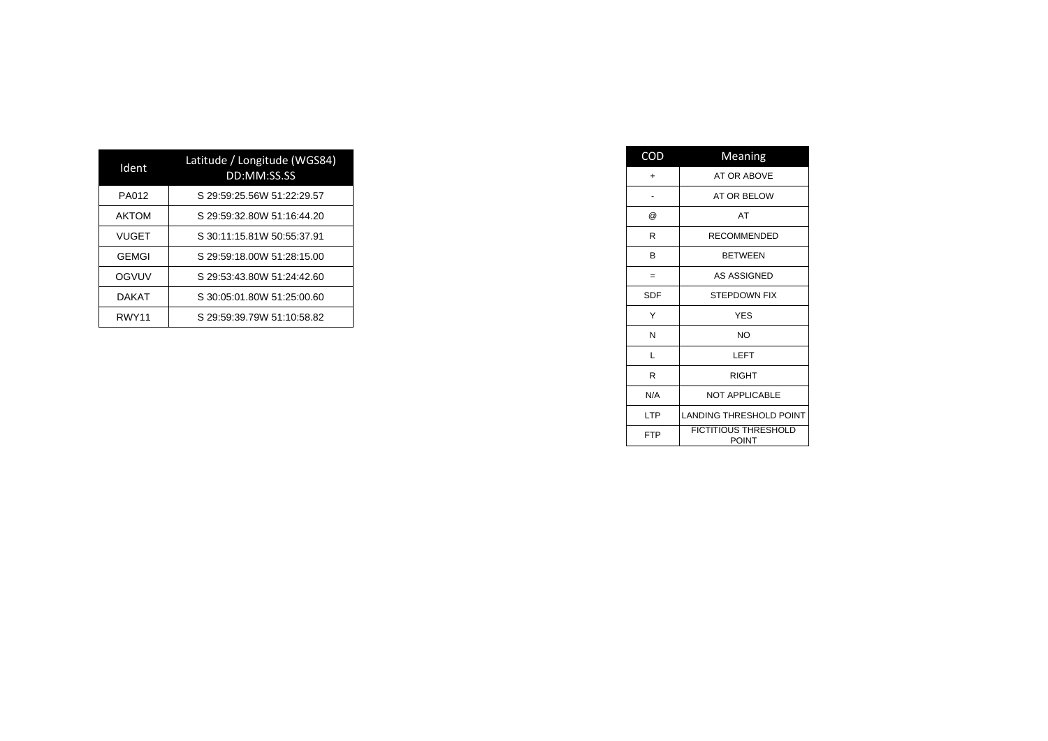| Ident | Latitude / Longitude (WGS84) DD:MM:SS.SS |
|---|---|
| PA012 | S 29:59:25.56W 51:22:29.57 |
| AKTOM | S 29:59:32.80W 51:16:44.20 |
| VUGET | S 30:11:15.81W 50:55:37.91 |
| GEMGI | S 29:59:18.00W 51:28:15.00 |
| OGVUV | S 29:53:43.80W 51:24:42.60 |
| DAKAT | S 30:05:01.80W 51:25:00.60 |
| RWY11 | S 29:59:39.79W 51:10:58.82 |

| COD | Meaning |
|---|---|
| + | AT OR ABOVE |
| - | AT OR BELOW |
| @ | AT |
| R | RECOMMENDED |
| B | BETWEEN |
| = | AS ASSIGNED |
| SDF | STEPDOWN FIX |
| Y | YES |
| N | NO |
| L | LEFT |
| R | RIGHT |
| N/A | NOT APPLICABLE |
| LTP | LANDING THRESHOLD POINT |
| FTP | FICTITIOUS THRESHOLD POINT |